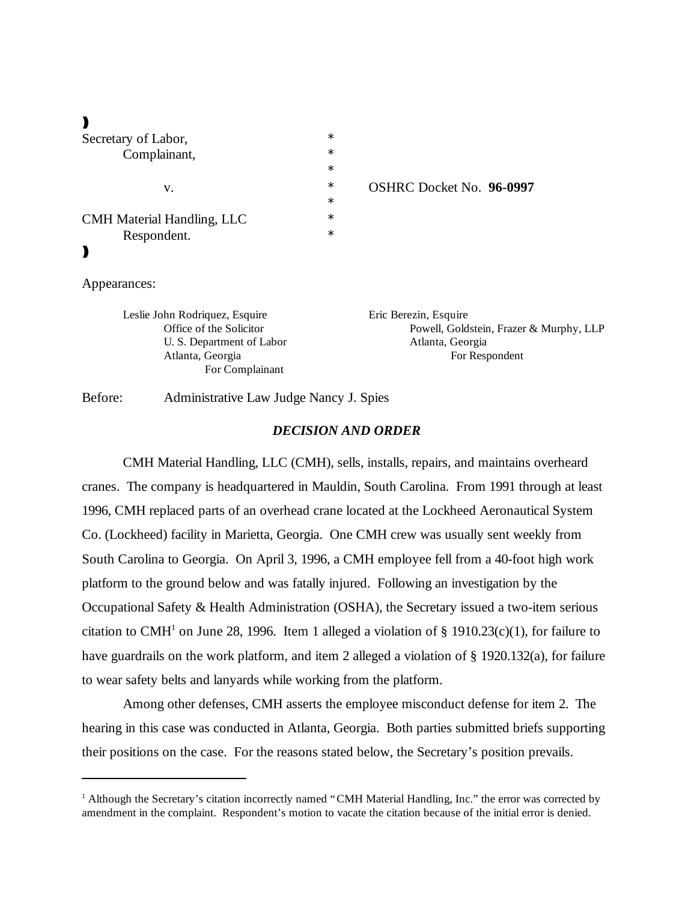| | | |
|---|---|---|
| Secretary of Labor, | * | |
| Complainant, | * | |
| | * | |
| v. | * | OSHRC Docket No. **96-0997** |
| | * | |
| CMH Material Handling, LLC | * | |
| Respondent. | * | |

Appearances:

| | |
|---|---|
| Leslie John Rodriquez, Esquire<br>Office of the Solicitor<br>U. S. Department of Labor<br>Atlanta, Georgia<br>For Complainant | Eric Berezin, Esquire<br>Powell, Goldstein, Frazer & Murphy, LLP<br>Atlanta, Georgia<br>For Respondent |

Before: Administrative Law Judge Nancy J. Spies

***DECISION AND ORDER***

CMH Material Handling, LLC (CMH), sells, installs, repairs, and maintains overheard cranes. The company is headquartered in Mauldin, South Carolina. From 1991 through at least 1996, CMH replaced parts of an overhead crane located at the Lockheed Aeronautical System Co. (Lockheed) facility in Marietta, Georgia. One CMH crew was usually sent weekly from South Carolina to Georgia. On April 3, 1996, a CMH employee fell from a 40-foot high work platform to the ground below and was fatally injured. Following an investigation by the Occupational Safety & Health Administration (OSHA), the Secretary issued a two-item serious citation to CMH[1] on June 28, 1996. Item 1 alleged a violation of § 1910.23(c)(1), for failure to have guardrails on the work platform, and item 2 alleged a violation of § 1920.132(a), for failure to wear safety belts and lanyards while working from the platform.

Among other defenses, CMH asserts the employee misconduct defense for item 2. The hearing in this case was conducted in Atlanta, Georgia. Both parties submitted briefs supporting their positions on the case. For the reasons stated below, the Secretary's position prevails.

---

[1] Although the Secretary's citation incorrectly named "CMH Material Handling, Inc." the error was corrected by amendment in the complaint. Respondent's motion to vacate the citation because of the initial error is denied.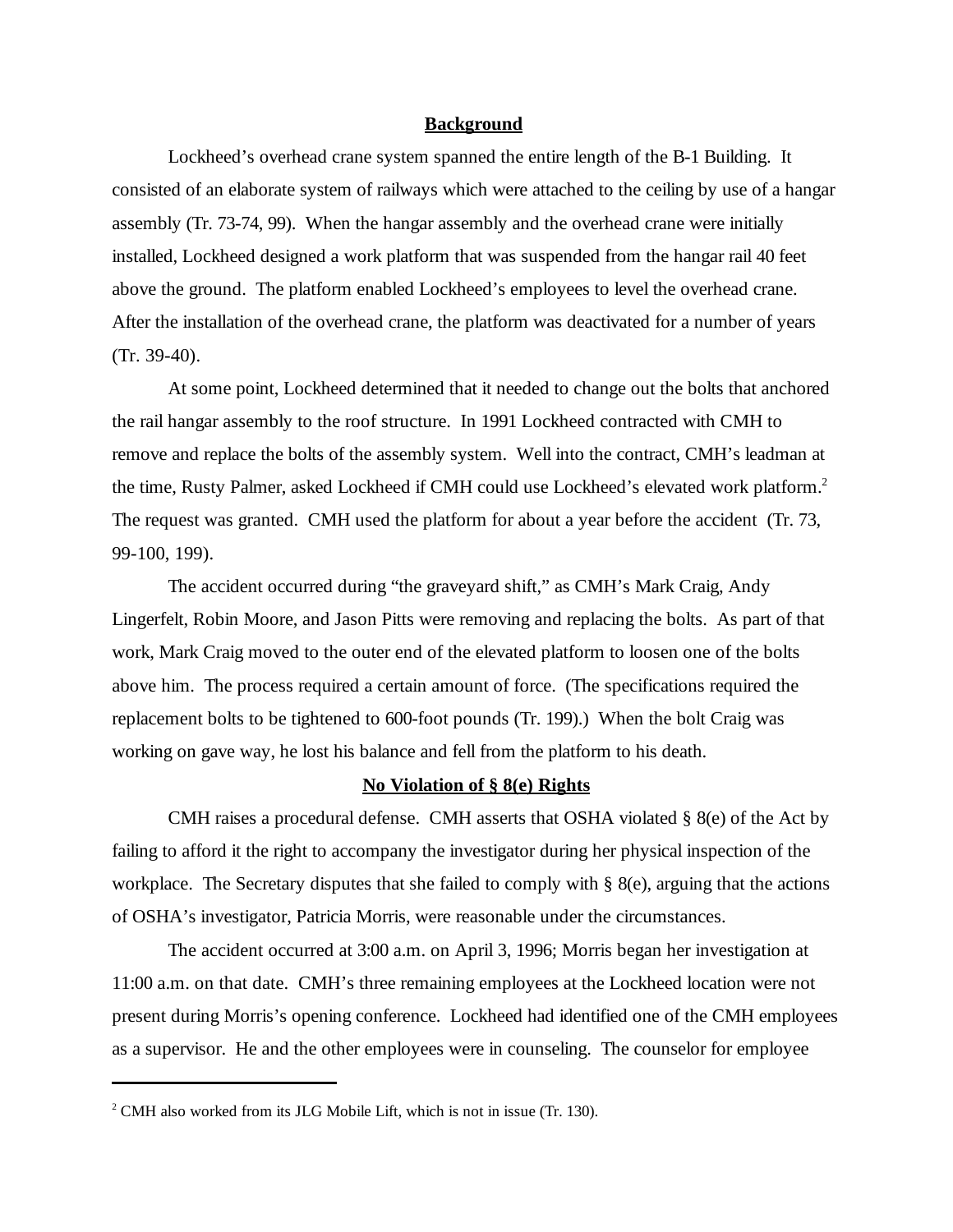## Background

Lockheed's overhead crane system spanned the entire length of the B-1 Building. It consisted of an elaborate system of railways which were attached to the ceiling by use of a hangar assembly (Tr. 73-74, 99). When the hangar assembly and the overhead crane were initially installed, Lockheed designed a work platform that was suspended from the hangar rail 40 feet above the ground. The platform enabled Lockheed's employees to level the overhead crane. After the installation of the overhead crane, the platform was deactivated for a number of years (Tr. 39-40).

At some point, Lockheed determined that it needed to change out the bolts that anchored the rail hangar assembly to the roof structure. In 1991 Lockheed contracted with CMH to remove and replace the bolts of the assembly system. Well into the contract, CMH's leadman at the time, Rusty Palmer, asked Lockheed if CMH could use Lockheed's elevated work platform.[2] The request was granted. CMH used the platform for about a year before the accident (Tr. 73, 99-100, 199).

The accident occurred during "the graveyard shift," as CMH's Mark Craig, Andy Lingerfelt, Robin Moore, and Jason Pitts were removing and replacing the bolts. As part of that work, Mark Craig moved to the outer end of the elevated platform to loosen one of the bolts above him. The process required a certain amount of force. (The specifications required the replacement bolts to be tightened to 600-foot pounds (Tr. 199).) When the bolt Craig was working on gave way, he lost his balance and fell from the platform to his death.

## No Violation of § 8(e) Rights

CMH raises a procedural defense. CMH asserts that OSHA violated § 8(e) of the Act by failing to afford it the right to accompany the investigator during her physical inspection of the workplace. The Secretary disputes that she failed to comply with § 8(e), arguing that the actions of OSHA's investigator, Patricia Morris, were reasonable under the circumstances.

The accident occurred at 3:00 a.m. on April 3, 1996; Morris began her investigation at 11:00 a.m. on that date. CMH's three remaining employees at the Lockheed location were not present during Morris's opening conference. Lockheed had identified one of the CMH employees as a supervisor. He and the other employees were in counseling. The counselor for employee

---

[2] CMH also worked from its JLG Mobile Lift, which is not in issue (Tr. 130).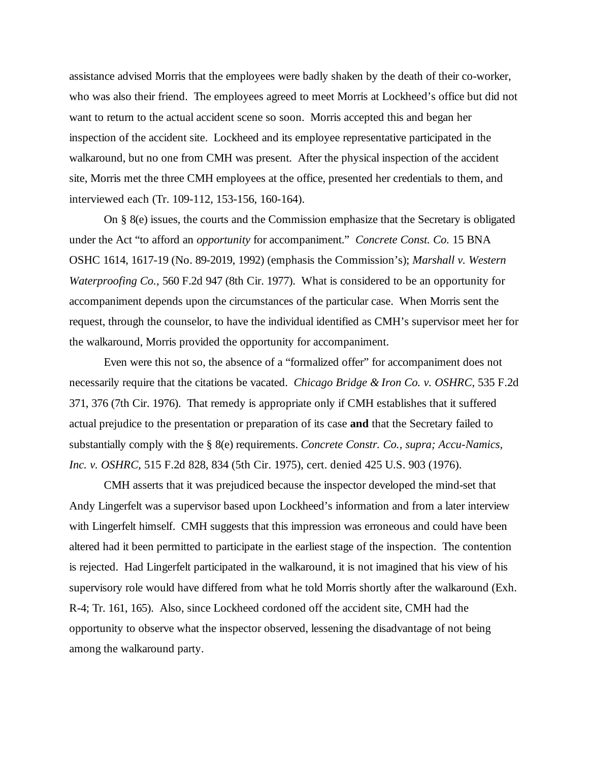assistance advised Morris that the employees were badly shaken by the death of their co-worker, who was also their friend. The employees agreed to meet Morris at Lockheed's office but did not want to return to the actual accident scene so soon. Morris accepted this and began her inspection of the accident site. Lockheed and its employee representative participated in the walkaround, but no one from CMH was present. After the physical inspection of the accident site, Morris met the three CMH employees at the office, presented her credentials to them, and interviewed each (Tr. 109-112, 153-156, 160-164).

On § 8(e) issues, the courts and the Commission emphasize that the Secretary is obligated under the Act "to afford an *opportunity* for accompaniment." *Concrete Const. Co.* 15 BNA OSHC 1614, 1617-19 (No. 89-2019, 1992) (emphasis the Commission's); *Marshall v. Western Waterproofing Co.,* 560 F.2d 947 (8th Cir. 1977). What is considered to be an opportunity for accompaniment depends upon the circumstances of the particular case. When Morris sent the request, through the counselor, to have the individual identified as CMH's supervisor meet her for the walkaround, Morris provided the opportunity for accompaniment.

Even were this not so, the absence of a "formalized offer" for accompaniment does not necessarily require that the citations be vacated. *Chicago Bridge & Iron Co. v. OSHRC*, 535 F.2d 371, 376 (7th Cir. 1976). That remedy is appropriate only if CMH establishes that it suffered actual prejudice to the presentation or preparation of its case **and** that the Secretary failed to substantially comply with the § 8(e) requirements. *Concrete Constr. Co., supra; Accu-Namics, Inc. v. OSHRC*, 515 F.2d 828, 834 (5th Cir. 1975), cert. denied 425 U.S. 903 (1976).

CMH asserts that it was prejudiced because the inspector developed the mind-set that Andy Lingerfelt was a supervisor based upon Lockheed's information and from a later interview with Lingerfelt himself. CMH suggests that this impression was erroneous and could have been altered had it been permitted to participate in the earliest stage of the inspection. The contention is rejected. Had Lingerfelt participated in the walkaround, it is not imagined that his view of his supervisory role would have differed from what he told Morris shortly after the walkaround (Exh. R-4; Tr. 161, 165). Also, since Lockheed cordoned off the accident site, CMH had the opportunity to observe what the inspector observed, lessening the disadvantage of not being among the walkaround party.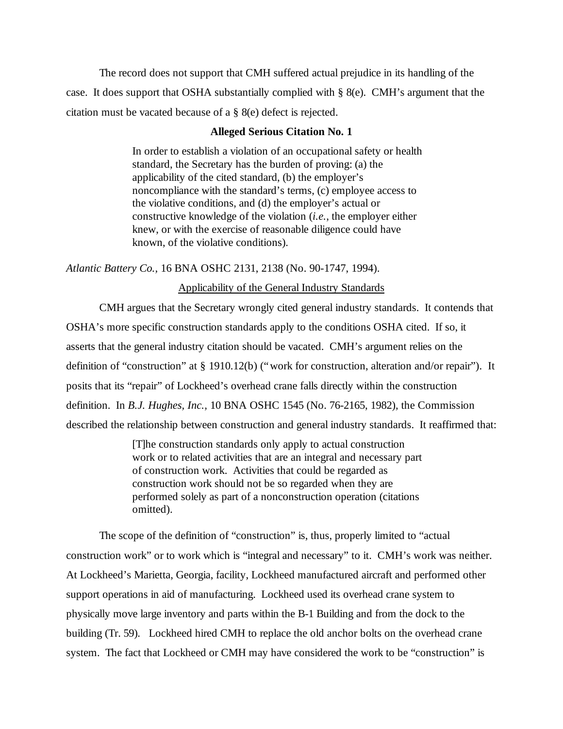The record does not support that CMH suffered actual prejudice in its handling of the case. It does support that OSHA substantially complied with § 8(e). CMH's argument that the citation must be vacated because of a § 8(e) defect is rejected.

## Alleged Serious Citation No. 1

> In order to establish a violation of an occupational safety or health standard, the Secretary has the burden of proving: (a) the applicability of the cited standard, (b) the employer's noncompliance with the standard's terms, (c) employee access to the violative conditions, and (d) the employer's actual or constructive knowledge of the violation (*i.e.*, the employer either knew, or with the exercise of reasonable diligence could have known, of the violative conditions).

*Atlantic Battery Co.*, 16 BNA OSHC 2131, 2138 (No. 90-1747, 1994).

### Applicability of the General Industry Standards

CMH argues that the Secretary wrongly cited general industry standards. It contends that OSHA's more specific construction standards apply to the conditions OSHA cited. If so, it asserts that the general industry citation should be vacated. CMH's argument relies on the definition of "construction" at § 1910.12(b) ("work for construction, alteration and/or repair"). It posits that its "repair" of Lockheed's overhead crane falls directly within the construction definition. In *B.J. Hughes, Inc.*, 10 BNA OSHC 1545 (No. 76-2165, 1982), the Commission described the relationship between construction and general industry standards. It reaffirmed that:

> [T]he construction standards only apply to actual construction work or to related activities that are an integral and necessary part of construction work. Activities that could be regarded as construction work should not be so regarded when they are performed solely as part of a nonconstruction operation (citations omitted).

The scope of the definition of "construction" is, thus, properly limited to "actual construction work" or to work which is "integral and necessary" to it. CMH's work was neither. At Lockheed's Marietta, Georgia, facility, Lockheed manufactured aircraft and performed other support operations in aid of manufacturing. Lockheed used its overhead crane system to physically move large inventory and parts within the B-1 Building and from the dock to the building (Tr. 59). Lockheed hired CMH to replace the old anchor bolts on the overhead crane system. The fact that Lockheed or CMH may have considered the work to be "construction" is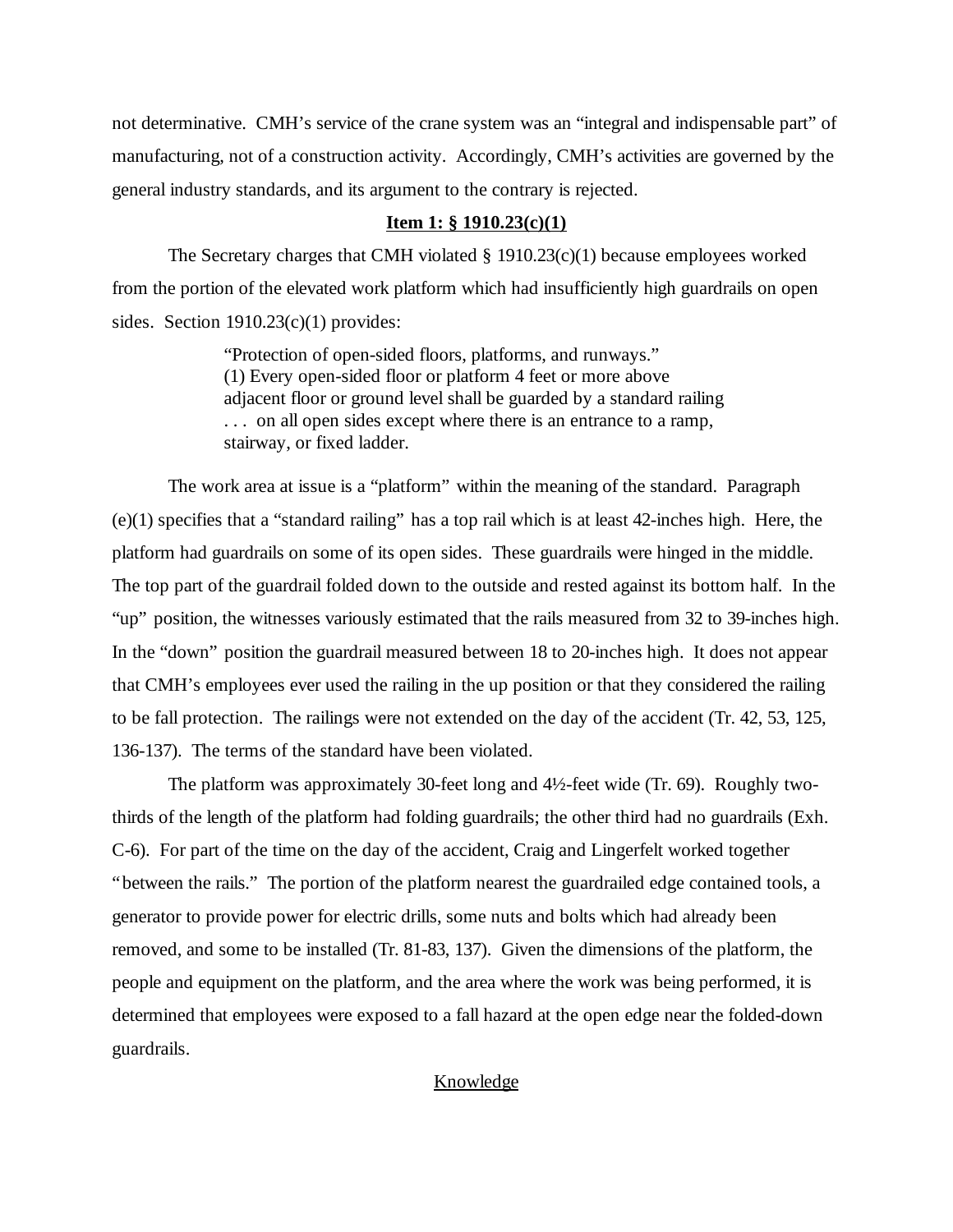not determinative. CMH's service of the crane system was an "integral and indispensable part" of manufacturing, not of a construction activity. Accordingly, CMH's activities are governed by the general industry standards, and its argument to the contrary is rejected.

**Item 1: § 1910.23(c)(1)**

The Secretary charges that CMH violated § 1910.23(c)(1) because employees worked from the portion of the elevated work platform which had insufficiently high guardrails on open sides. Section 1910.23(c)(1) provides:

> "Protection of open-sided floors, platforms, and runways."
> (1) Every open-sided floor or platform 4 feet or more above adjacent floor or ground level shall be guarded by a standard railing . . . on all open sides except where there is an entrance to a ramp, stairway, or fixed ladder.

The work area at issue is a "platform" within the meaning of the standard. Paragraph (e)(1) specifies that a "standard railing" has a top rail which is at least 42-inches high. Here, the platform had guardrails on some of its open sides. These guardrails were hinged in the middle. The top part of the guardrail folded down to the outside and rested against its bottom half. In the "up" position, the witnesses variously estimated that the rails measured from 32 to 39-inches high. In the "down" position the guardrail measured between 18 to 20-inches high. It does not appear that CMH's employees ever used the railing in the up position or that they considered the railing to be fall protection. The railings were not extended on the day of the accident (Tr. 42, 53, 125, 136-137). The terms of the standard have been violated.

The platform was approximately 30-feet long and 4½-feet wide (Tr. 69). Roughly two-thirds of the length of the platform had folding guardrails; the other third had no guardrails (Exh. C-6). For part of the time on the day of the accident, Craig and Lingerfelt worked together "between the rails." The portion of the platform nearest the guardrailed edge contained tools, a generator to provide power for electric drills, some nuts and bolts which had already been removed, and some to be installed (Tr. 81-83, 137). Given the dimensions of the platform, the people and equipment on the platform, and the area where the work was being performed, it is determined that employees were exposed to a fall hazard at the open edge near the folded-down guardrails.

Knowledge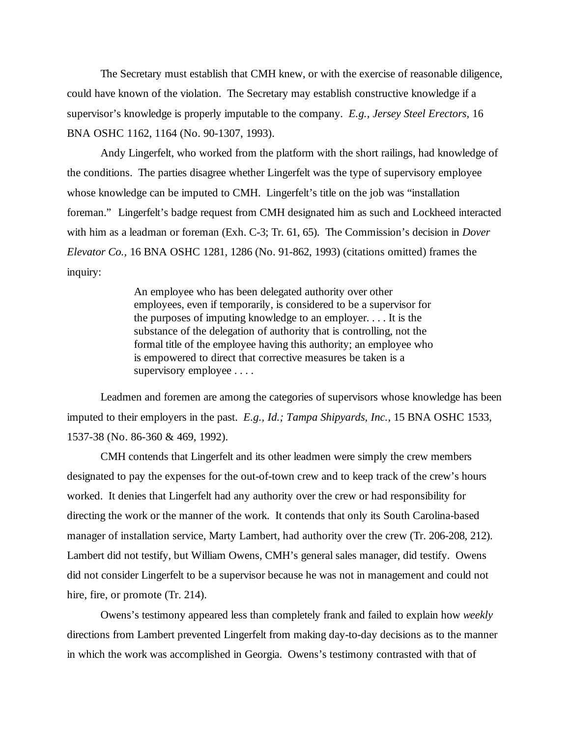The Secretary must establish that CMH knew, or with the exercise of reasonable diligence, could have known of the violation. The Secretary may establish constructive knowledge if a supervisor's knowledge is properly imputable to the company. *E.g., Jersey Steel Erectors*, 16 BNA OSHC 1162, 1164 (No. 90-1307, 1993).

Andy Lingerfelt, who worked from the platform with the short railings, had knowledge of the conditions. The parties disagree whether Lingerfelt was the type of supervisory employee whose knowledge can be imputed to CMH. Lingerfelt's title on the job was "installation foreman." Lingerfelt's badge request from CMH designated him as such and Lockheed interacted with him as a leadman or foreman (Exh. C-3; Tr. 61, 65). The Commission's decision in *Dover Elevator Co.*, 16 BNA OSHC 1281, 1286 (No. 91-862, 1993) (citations omitted) frames the inquiry:

> An employee who has been delegated authority over other employees, even if temporarily, is considered to be a supervisor for the purposes of imputing knowledge to an employer. . . . It is the substance of the delegation of authority that is controlling, not the formal title of the employee having this authority; an employee who is empowered to direct that corrective measures be taken is a supervisory employee . . . .

Leadmen and foremen are among the categories of supervisors whose knowledge has been imputed to their employers in the past. *E.g., Id.; Tampa Shipyards, Inc.*, 15 BNA OSHC 1533, 1537-38 (No. 86-360 & 469, 1992).

CMH contends that Lingerfelt and its other leadmen were simply the crew members designated to pay the expenses for the out-of-town crew and to keep track of the crew's hours worked. It denies that Lingerfelt had any authority over the crew or had responsibility for directing the work or the manner of the work. It contends that only its South Carolina-based manager of installation service, Marty Lambert, had authority over the crew (Tr. 206-208, 212). Lambert did not testify, but William Owens, CMH's general sales manager, did testify. Owens did not consider Lingerfelt to be a supervisor because he was not in management and could not hire, fire, or promote (Tr. 214).

Owens's testimony appeared less than completely frank and failed to explain how *weekly* directions from Lambert prevented Lingerfelt from making day-to-day decisions as to the manner in which the work was accomplished in Georgia. Owens's testimony contrasted with that of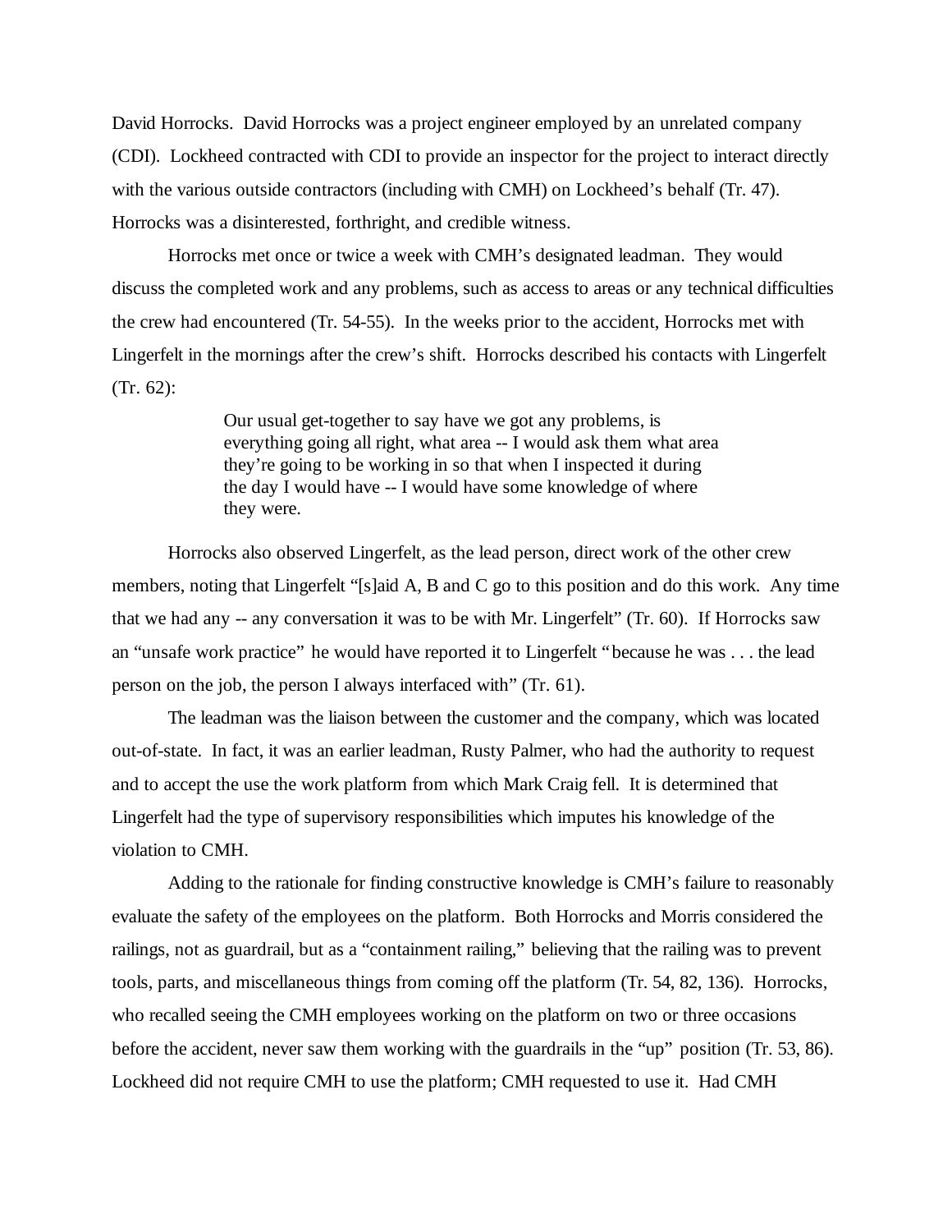David Horrocks. David Horrocks was a project engineer employed by an unrelated company (CDI). Lockheed contracted with CDI to provide an inspector for the project to interact directly with the various outside contractors (including with CMH) on Lockheed's behalf (Tr. 47). Horrocks was a disinterested, forthright, and credible witness.

Horrocks met once or twice a week with CMH's designated leadman. They would discuss the completed work and any problems, such as access to areas or any technical difficulties the crew had encountered (Tr. 54-55). In the weeks prior to the accident, Horrocks met with Lingerfelt in the mornings after the crew's shift. Horrocks described his contacts with Lingerfelt (Tr. 62):

> Our usual get-together to say have we got any problems, is everything going all right, what area -- I would ask them what area they're going to be working in so that when I inspected it during the day I would have -- I would have some knowledge of where they were.

Horrocks also observed Lingerfelt, as the lead person, direct work of the other crew members, noting that Lingerfelt "[s]aid A, B and C go to this position and do this work. Any time that we had any -- any conversation it was to be with Mr. Lingerfelt" (Tr. 60). If Horrocks saw an "unsafe work practice" he would have reported it to Lingerfelt "because he was . . . the lead person on the job, the person I always interfaced with" (Tr. 61).

The leadman was the liaison between the customer and the company, which was located out-of-state. In fact, it was an earlier leadman, Rusty Palmer, who had the authority to request and to accept the use the work platform from which Mark Craig fell. It is determined that Lingerfelt had the type of supervisory responsibilities which imputes his knowledge of the violation to CMH.

Adding to the rationale for finding constructive knowledge is CMH's failure to reasonably evaluate the safety of the employees on the platform. Both Horrocks and Morris considered the railings, not as guardrail, but as a "containment railing," believing that the railing was to prevent tools, parts, and miscellaneous things from coming off the platform (Tr. 54, 82, 136). Horrocks, who recalled seeing the CMH employees working on the platform on two or three occasions before the accident, never saw them working with the guardrails in the "up" position (Tr. 53, 86). Lockheed did not require CMH to use the platform; CMH requested to use it. Had CMH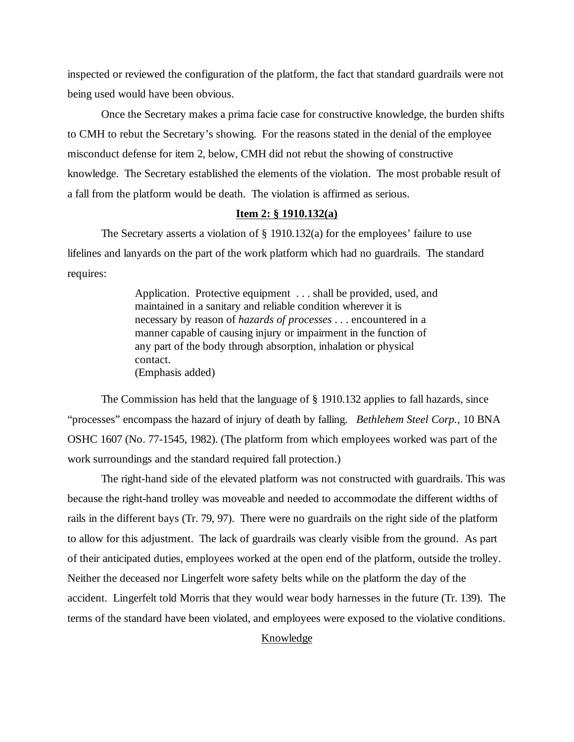inspected or reviewed the configuration of the platform, the fact that standard guardrails were not being used would have been obvious.

Once the Secretary makes a prima facie case for constructive knowledge, the burden shifts to CMH to rebut the Secretary's showing. For the reasons stated in the denial of the employee misconduct defense for item 2, below, CMH did not rebut the showing of constructive knowledge. The Secretary established the elements of the violation. The most probable result of a fall from the platform would be death. The violation is affirmed as serious.

**Item 2: § 1910.132(a)**

The Secretary asserts a violation of § 1910.132(a) for the employees' failure to use lifelines and lanyards on the part of the work platform which had no guardrails. The standard requires:

> Application. Protective equipment . . . shall be provided, used, and maintained in a sanitary and reliable condition wherever it is necessary by reason of *hazards of processes* . . . encountered in a manner capable of causing injury or impairment in the function of any part of the body through absorption, inhalation or physical contact.
> (Emphasis added)

The Commission has held that the language of § 1910.132 applies to fall hazards, since "processes" encompass the hazard of injury of death by falling. *Bethlehem Steel Corp.,* 10 BNA OSHC 1607 (No. 77-1545, 1982). (The platform from which employees worked was part of the work surroundings and the standard required fall protection.)

The right-hand side of the elevated platform was not constructed with guardrails. This was because the right-hand trolley was moveable and needed to accommodate the different widths of rails in the different bays (Tr. 79, 97). There were no guardrails on the right side of the platform to allow for this adjustment. The lack of guardrails was clearly visible from the ground. As part of their anticipated duties, employees worked at the open end of the platform, outside the trolley. Neither the deceased nor Lingerfelt wore safety belts while on the platform the day of the accident. Lingerfelt told Morris that they would wear body harnesses in the future (Tr. 139). The terms of the standard have been violated, and employees were exposed to the violative conditions.

Knowledge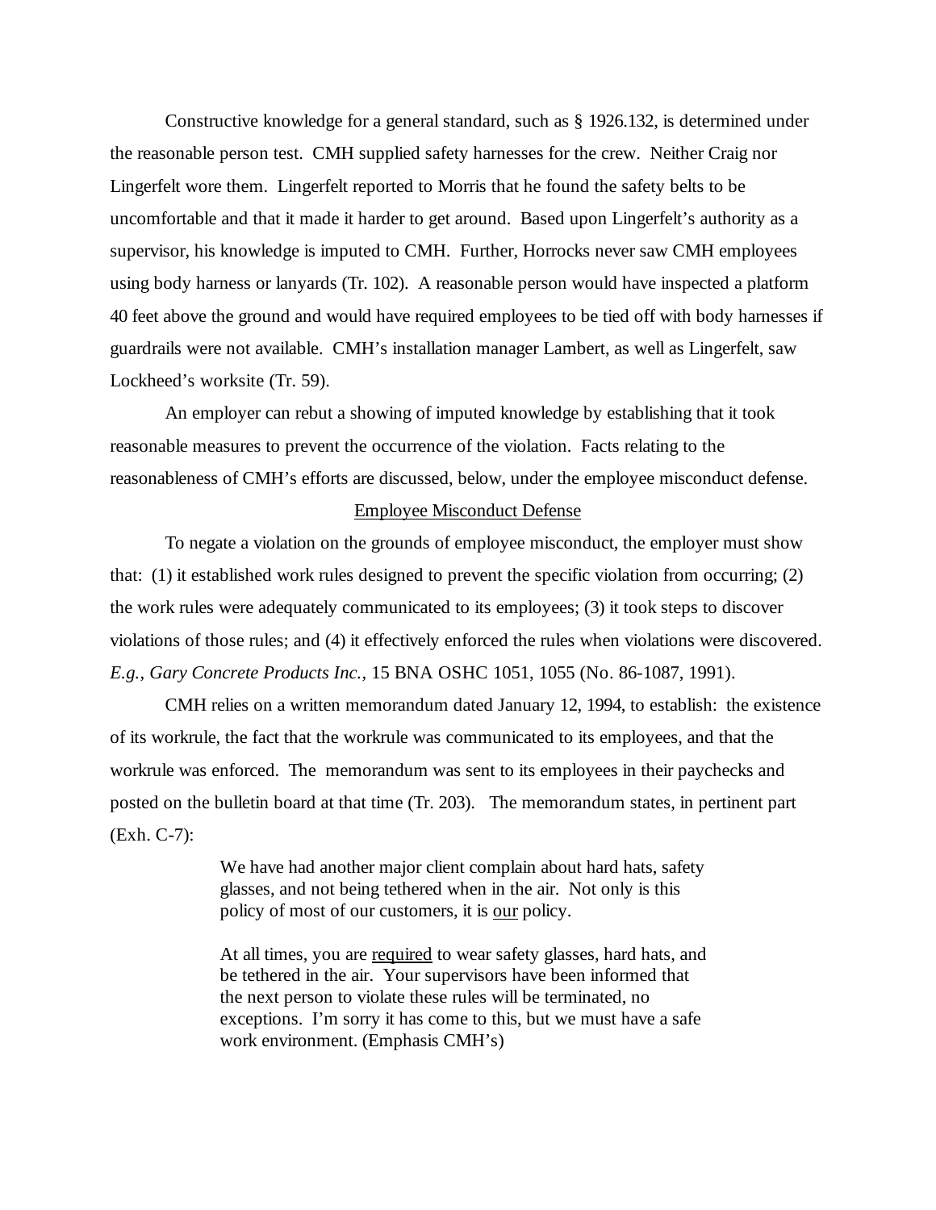Constructive knowledge for a general standard, such as § 1926.132, is determined under the reasonable person test. CMH supplied safety harnesses for the crew. Neither Craig nor Lingerfelt wore them. Lingerfelt reported to Morris that he found the safety belts to be uncomfortable and that it made it harder to get around. Based upon Lingerfelt's authority as a supervisor, his knowledge is imputed to CMH. Further, Horrocks never saw CMH employees using body harness or lanyards (Tr. 102). A reasonable person would have inspected a platform 40 feet above the ground and would have required employees to be tied off with body harnesses if guardrails were not available. CMH's installation manager Lambert, as well as Lingerfelt, saw Lockheed's worksite (Tr. 59).

An employer can rebut a showing of imputed knowledge by establishing that it took reasonable measures to prevent the occurrence of the violation. Facts relating to the reasonableness of CMH's efforts are discussed, below, under the employee misconduct defense.

<u>Employee Misconduct Defense</u>

To negate a violation on the grounds of employee misconduct, the employer must show that: (1) it established work rules designed to prevent the specific violation from occurring; (2) the work rules were adequately communicated to its employees; (3) it took steps to discover violations of those rules; and (4) it effectively enforced the rules when violations were discovered. *E.g., Gary Concrete Products Inc.,* 15 BNA OSHC 1051, 1055 (No. 86-1087, 1991).

CMH relies on a written memorandum dated January 12, 1994, to establish: the existence of its workrule, the fact that the workrule was communicated to its employees, and that the workrule was enforced. The memorandum was sent to its employees in their paychecks and posted on the bulletin board at that time (Tr. 203). The memorandum states, in pertinent part (Exh. C-7):

> We have had another major client complain about hard hats, safety glasses, and not being tethered when in the air. Not only is this policy of most of our customers, it is <u>our</u> policy.
>
> At all times, you are <u>required</u> to wear safety glasses, hard hats, and be tethered in the air. Your supervisors have been informed that the next person to violate these rules will be terminated, no exceptions. I'm sorry it has come to this, but we must have a safe work environment. (Emphasis CMH's)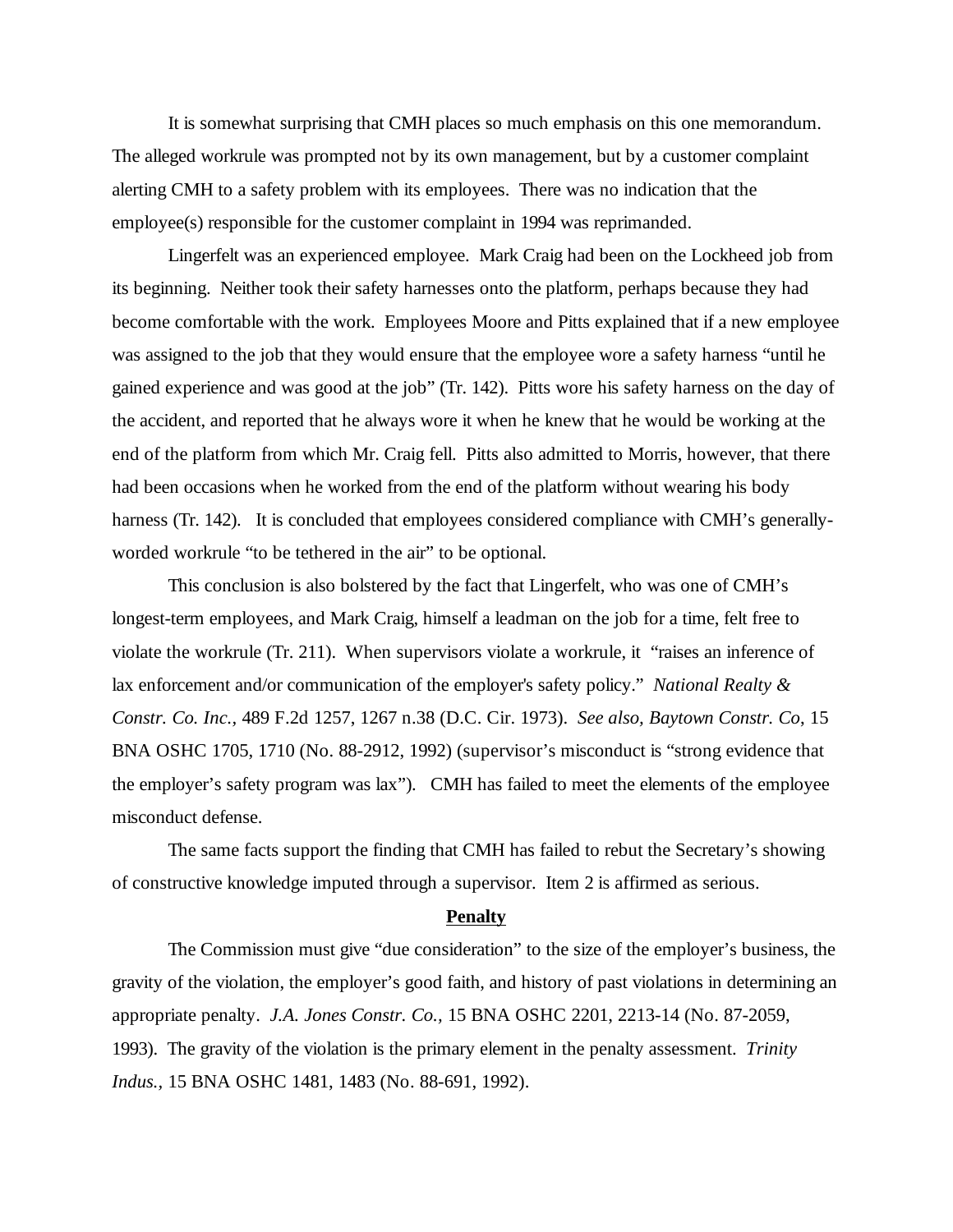It is somewhat surprising that CMH places so much emphasis on this one memorandum. The alleged workrule was prompted not by its own management, but by a customer complaint alerting CMH to a safety problem with its employees. There was no indication that the employee(s) responsible for the customer complaint in 1994 was reprimanded.

Lingerfelt was an experienced employee. Mark Craig had been on the Lockheed job from its beginning. Neither took their safety harnesses onto the platform, perhaps because they had become comfortable with the work. Employees Moore and Pitts explained that if a new employee was assigned to the job that they would ensure that the employee wore a safety harness "until he gained experience and was good at the job" (Tr. 142). Pitts wore his safety harness on the day of the accident, and reported that he always wore it when he knew that he would be working at the end of the platform from which Mr. Craig fell. Pitts also admitted to Morris, however, that there had been occasions when he worked from the end of the platform without wearing his body harness (Tr. 142). It is concluded that employees considered compliance with CMH's generally-worded workrule "to be tethered in the air" to be optional.

This conclusion is also bolstered by the fact that Lingerfelt, who was one of CMH's longest-term employees, and Mark Craig, himself a leadman on the job for a time, felt free to violate the workrule (Tr. 211). When supervisors violate a workrule, it "raises an inference of lax enforcement and/or communication of the employer's safety policy." *National Realty & Constr. Co. Inc.*, 489 F.2d 1257, 1267 n.38 (D.C. Cir. 1973). *See also, Baytown Constr. Co*, 15 BNA OSHC 1705, 1710 (No. 88-2912, 1992) (supervisor's misconduct is "strong evidence that the employer's safety program was lax"). CMH has failed to meet the elements of the employee misconduct defense.

The same facts support the finding that CMH has failed to rebut the Secretary's showing of constructive knowledge imputed through a supervisor. Item 2 is affirmed as serious.

## Penalty

The Commission must give "due consideration" to the size of the employer's business, the gravity of the violation, the employer's good faith, and history of past violations in determining an appropriate penalty. *J.A. Jones Constr. Co.*, 15 BNA OSHC 2201, 2213-14 (No. 87-2059, 1993). The gravity of the violation is the primary element in the penalty assessment. *Trinity Indus.*, 15 BNA OSHC 1481, 1483 (No. 88-691, 1992).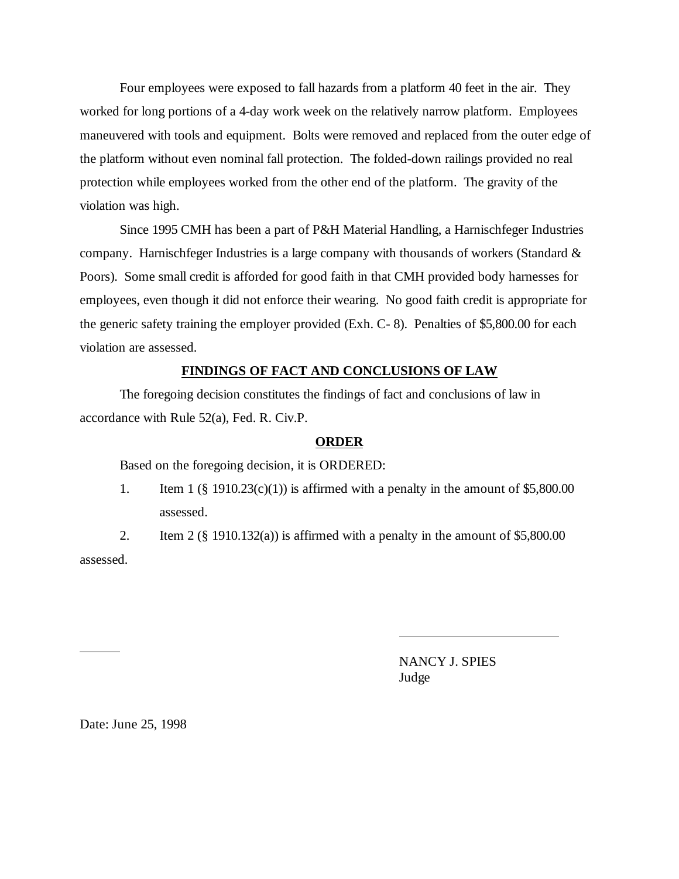Four employees were exposed to fall hazards from a platform 40 feet in the air. They worked for long portions of a 4-day work week on the relatively narrow platform. Employees maneuvered with tools and equipment. Bolts were removed and replaced from the outer edge of the platform without even nominal fall protection. The folded-down railings provided no real protection while employees worked from the other end of the platform. The gravity of the violation was high.

Since 1995 CMH has been a part of P&H Material Handling, a Harnischfeger Industries company. Harnischfeger Industries is a large company with thousands of workers (Standard & Poors). Some small credit is afforded for good faith in that CMH provided body harnesses for employees, even though it did not enforce their wearing. No good faith credit is appropriate for the generic safety training the employer provided (Exh. C- 8). Penalties of $5,800.00 for each violation are assessed.

## FINDINGS OF FACT AND CONCLUSIONS OF LAW

The foregoing decision constitutes the findings of fact and conclusions of law in accordance with Rule 52(a), Fed. R. Civ.P.

## ORDER

Based on the foregoing decision, it is ORDERED:

1. Item 1 (§ 1910.23(c)(1)) is affirmed with a penalty in the amount of $5,800.00 assessed.
2. Item 2 (§ 1910.132(a)) is affirmed with a penalty in the amount of $5,800.00 assessed.

NANCY J. SPIES
Judge

Date: June 25, 1998